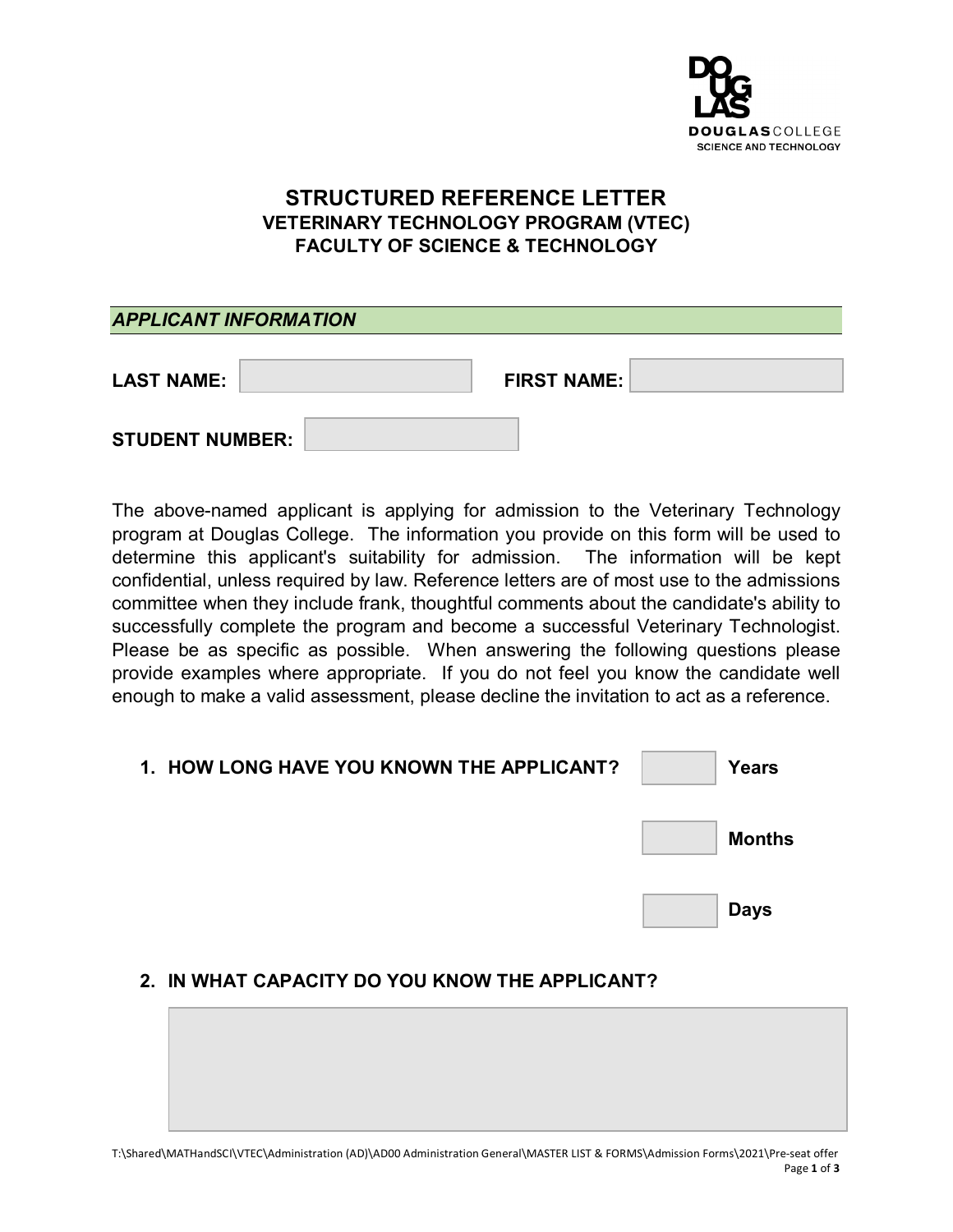DOUGLAS COLLEGE
SCIENCE AND TECHNOLOGY

# STRUCTURED REFERENCE LETTER

## VETERINARY TECHNOLOGY PROGRAM (VTEC)

## FACULTY OF SCIENCE & TECHNOLOGY

### *APPLICANT INFORMATION*

**LAST NAME:** ______________ **FIRST NAME:** ______________

**STUDENT NUMBER:** ______________

The above-named applicant is applying for admission to the Veterinary Technology program at Douglas College. The information you provide on this form will be used to determine this applicant's suitability for admission. The information will be kept confidential, unless required by law. Reference letters are of most use to the admissions committee when they include frank, thoughtful comments about the candidate's ability to successfully complete the program and become a successful Veterinary Technologist. Please be as specific as possible. When answering the following questions please provide examples where appropriate. If you do not feel you know the candidate well enough to make a valid assessment, please decline the invitation to act as a reference.

1. **HOW LONG HAVE YOU KNOWN THE APPLICANT?**

   ______ **Years**

   ______ **Months**

   ______ **Days**

2. **IN WHAT CAPACITY DO YOU KNOW THE APPLICANT?**

T:\Shared\MATHandSCI\VTEC\Administration (AD)\AD00 Administration General\MASTER LIST & FORMS\Admission Forms\2021\Pre-seat offer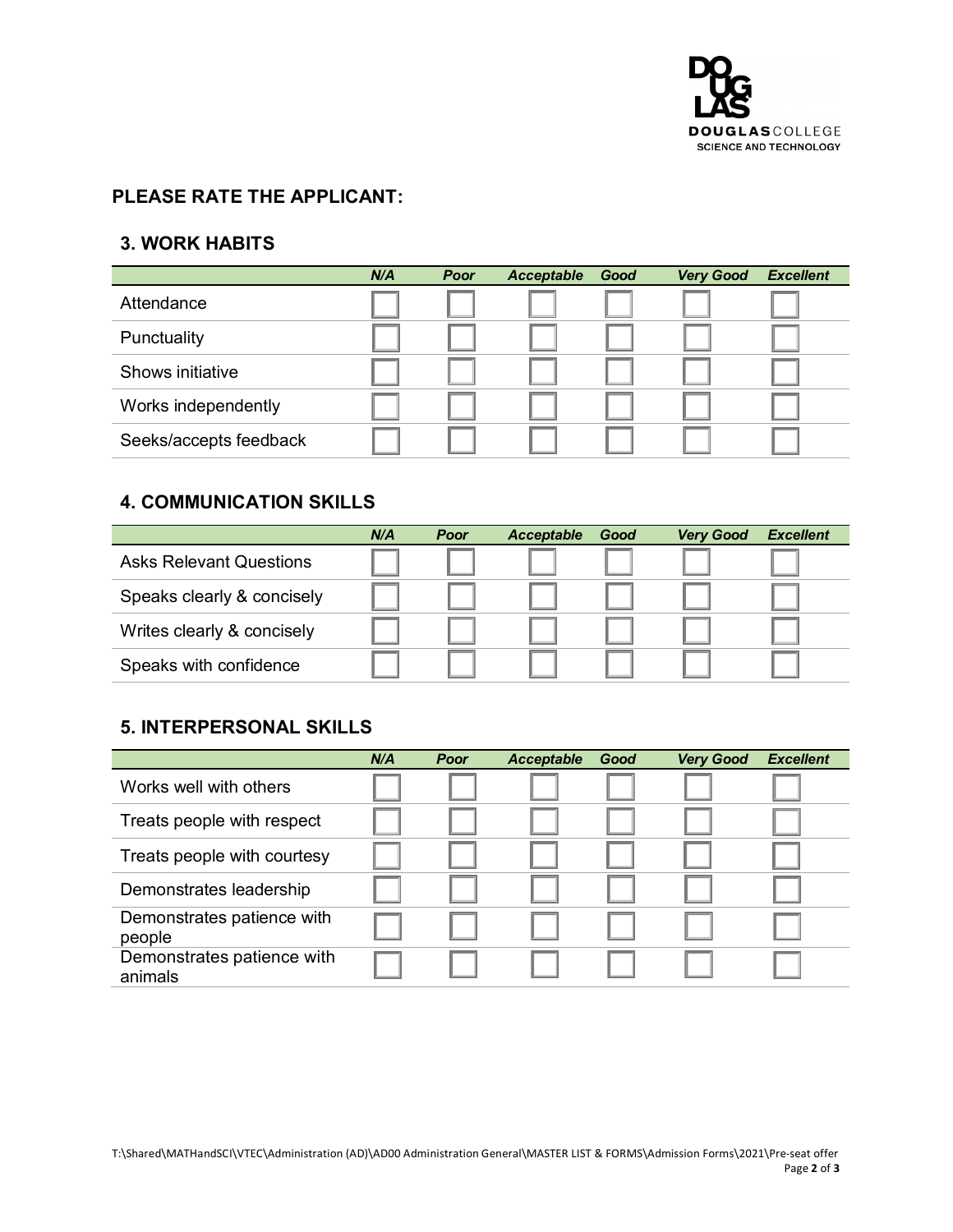## PLEASE RATE THE APPLICANT:

### 3. WORK HABITS

| | *N/A* | *Poor* | *Acceptable* | *Good* | *Very Good* | *Excellent* |
|---|---|---|---|---|---|---|
| Attendance | ☐ | ☐ | ☐ | ☐ | ☐ | ☐ |
| Punctuality | ☐ | ☐ | ☐ | ☐ | ☐ | ☐ |
| Shows initiative | ☐ | ☐ | ☐ | ☐ | ☐ | ☐ |
| Works independently | ☐ | ☐ | ☐ | ☐ | ☐ | ☐ |
| Seeks/accepts feedback | ☐ | ☐ | ☐ | ☐ | ☐ | ☐ |

### 4. COMMUNICATION SKILLS

| | *N/A* | *Poor* | *Acceptable* | *Good* | *Very Good* | *Excellent* |
|---|---|---|---|---|---|---|
| Asks Relevant Questions | ☐ | ☐ | ☐ | ☐ | ☐ | ☐ |
| Speaks clearly & concisely | ☐ | ☐ | ☐ | ☐ | ☐ | ☐ |
| Writes clearly & concisely | ☐ | ☐ | ☐ | ☐ | ☐ | ☐ |
| Speaks with confidence | ☐ | ☐ | ☐ | ☐ | ☐ | ☐ |

### 5. INTERPERSONAL SKILLS

| | *N/A* | *Poor* | *Acceptable* | *Good* | *Very Good* | *Excellent* |
|---|---|---|---|---|---|---|
| Works well with others | ☐ | ☐ | ☐ | ☐ | ☐ | ☐ |
| Treats people with respect | ☐ | ☐ | ☐ | ☐ | ☐ | ☐ |
| Treats people with courtesy | ☐ | ☐ | ☐ | ☐ | ☐ | ☐ |
| Demonstrates leadership | ☐ | ☐ | ☐ | ☐ | ☐ | ☐ |
| Demonstrates patience with people | ☐ | ☐ | ☐ | ☐ | ☐ | ☐ |
| Demonstrates patience with animals | ☐ | ☐ | ☐ | ☐ | ☐ | ☐ |

T:\Shared\MATHandSCI\VTEC\Administration (AD)\AD00 Administration General\MASTER LIST & FORMS\Admission Forms\2021\Pre-seat offer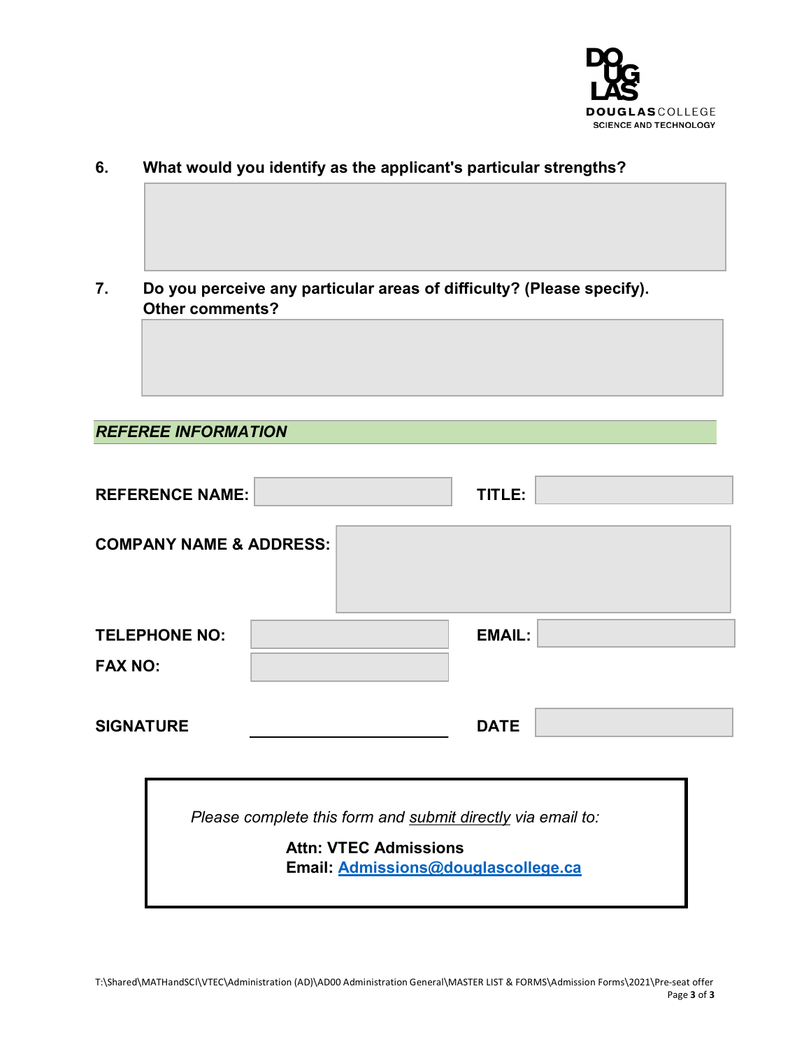DOUGLAS COLLEGE
SCIENCE AND TECHNOLOGY

6. **What would you identify as the applicant's particular strengths?**

7. **Do you perceive any particular areas of difficulty? (Please specify). Other comments?**

## *REFEREE INFORMATION*

**REFERENCE NAME:** 

**TITLE:** 

**COMPANY NAME & ADDRESS:** 

**TELEPHONE NO:** 

**EMAIL:** 

**FAX NO:** 

**SIGNATURE** ______________________

**DATE** 

*Please complete this form and submit directly via email to:*

**Attn: VTEC Admissions**
**Email: Admissions@douglascollege.ca**

T:\Shared\MATHandSCI\VTEC\Administration (AD)\AD00 Administration General\MASTER LIST & FORMS\Admission Forms\2021\Pre-seat offer